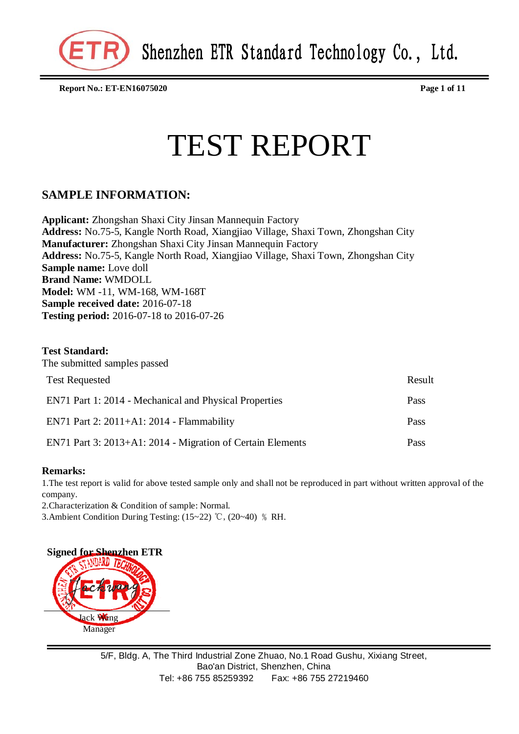# TEST REPORT

## SAMPLE INFORMATION:

**Applicant:** Zhongshan Shaxi City Jinsan Mannequin Factory
**Address:** No.75-5, Kangle North Road, Xiangjiao Village, Shaxi Town, Zhongshan City
**Manufacturer:** Zhongshan Shaxi City Jinsan Mannequin Factory
**Address:** No.75-5, Kangle North Road, Xiangjiao Village, Shaxi Town, Zhongshan City
**Sample name:** Love doll
**Brand Name:** WMDOLL
**Model:** WM -11, WM-168, WM-168T
**Sample received date:** 2016-07-18
**Testing period:** 2016-07-18 to 2016-07-26

**Test Standard:**
The submitted samples passed

| Test Requested | Result |
|---|---|
| EN71 Part 1: 2014 - Mechanical and Physical Properties | Pass |
| EN71 Part 2: 2011+A1: 2014 - Flammability | Pass |
| EN71 Part 3: 2013+A1: 2014 - Migration of Certain Elements | Pass |

**Remarks:**
1.The test report is valid for above tested sample only and shall not be reproduced in part without written approval of the company.
2.Characterization & Condition of sample: Normal.
3.Ambient Condition During Testing: (15~22) ℃, (20~40) ％ RH.

**Signed for Shenzhen ETR**

Jack Wang
Manager

5/F, Bldg. A, The Third Industrial Zone Zhuao, No.1 Road Gushu, Xixiang Street, Bao'an District, Shenzhen, China
Tel: +86 755 85259392 Fax: +86 755 27219460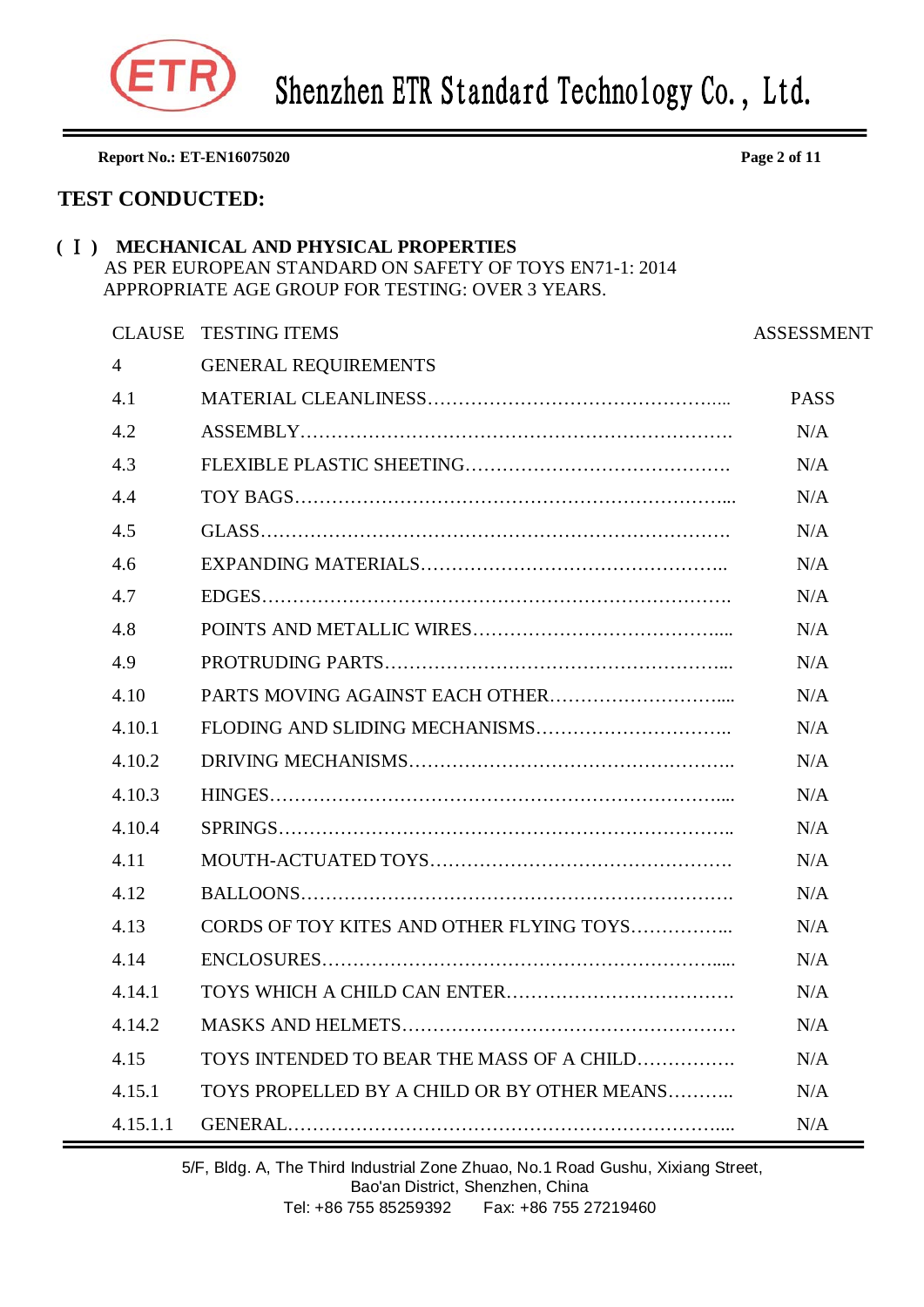## TEST CONDUCTED:

### (Ⅰ) MECHANICAL AND PHYSICAL PROPERTIES

AS PER EUROPEAN STANDARD ON SAFETY OF TOYS EN71-1: 2014

APPROPRIATE AGE GROUP FOR TESTING: OVER 3 YEARS.

| CLAUSE | TESTING ITEMS | ASSESSMENT |
|---|---|---|
| 4 | GENERAL REQUIREMENTS | |
| 4.1 | MATERIAL CLEANLINESS………………………………………..... | PASS |
| 4.2 | ASSEMBLY……………………………………………………………. | N/A |
| 4.3 | FLEXIBLE PLASTIC SHEETING……………………………………. | N/A |
| 4.4 | TOY BAGS…………………………………………………………..... | N/A |
| 4.5 | GLASS………………………………………………………………… | N/A |
| 4.6 | EXPANDING MATERIALS………………………………………….. | N/A |
| 4.7 | EDGES…………………………………………………………………. | N/A |
| 4.8 | POINTS AND METALLIC WIRES…………………………………..... | N/A |
| 4.9 | PROTRUDING PARTS……………………………………………..... | N/A |
| 4.10 | PARTS MOVING AGAINST EACH OTHER……………………….... | N/A |
| 4.10.1 | FLODING AND SLIDING MECHANISMS………………………….. | N/A |
| 4.10.2 | DRIVING MECHANISMS…………………………………………….. | N/A |
| 4.10.3 | HINGES……………………………………………………………..... | N/A |
| 4.10.4 | SPRINGS……………………………………………………………….. | N/A |
| 4.11 | MOUTH-ACTUATED TOYS…………………………………………. | N/A |
| 4.12 | BALLOONS……………………………………………………………. | N/A |
| 4.13 | CORDS OF TOY KITES AND OTHER FLYING TOYS……………... | N/A |
| 4.14 | ENCLOSURES……………………………………………………..... | N/A |
| 4.14.1 | TOYS WHICH A CHILD CAN ENTER………………………………. | N/A |
| 4.14.2 | MASKS AND HELMETS……………………………………………… | N/A |
| 4.15 | TOYS INTENDED TO BEAR THE MASS OF A CHILD……………. | N/A |
| 4.15.1 | TOYS PROPELLED BY A CHILD OR BY OTHER MEANS……….. | N/A |
| 4.15.1.1 | GENERAL……………………………………………………………... | N/A |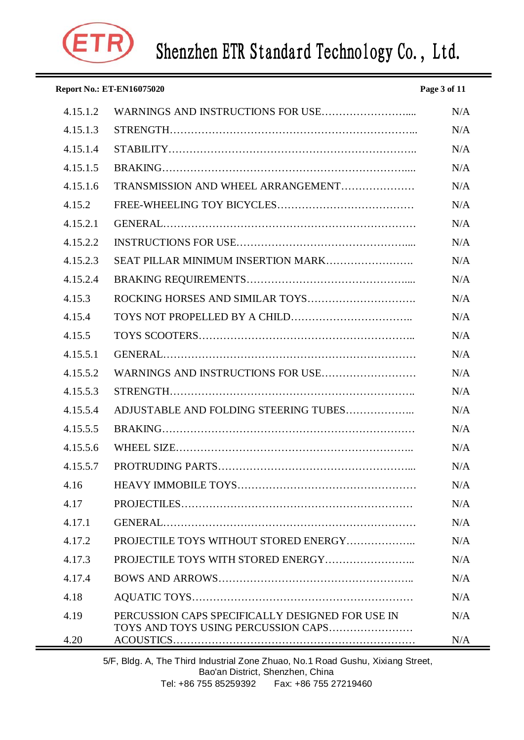| | | |
|---|---|---|
| 4.15.1.2 | WARNINGS AND INSTRUCTIONS FOR USE…………………….... | N/A |
| 4.15.1.3 | STRENGTH…………………………………………………………... | N/A |
| 4.15.1.4 | STABILITY……………………………………………………….. | N/A |
| 4.15.1.5 | BRAKING…………………………………………………………..... | N/A |
| 4.15.1.6 | TRANSMISSION AND WHEEL ARRANGEMENT………………… | N/A |
| 4.15.2 | FREE-WHEELING TOY BICYCLES………………………………… | N/A |
| 4.15.2.1 | GENERAL……………………………………………………………… | N/A |
| 4.15.2.2 | INSTRUCTIONS FOR USE………………………………………..... | N/A |
| 4.15.2.3 | SEAT PILLAR MINIMUM INSERTION MARK……………………. | N/A |
| 4.15.2.4 | BRAKING REQUIREMENTS……………………………………..... | N/A |
| 4.15.3 | ROCKING HORSES AND SIMILAR TOYS…………………………. | N/A |
| 4.15.4 | TOYS NOT PROPELLED BY A CHILD…………………………….. | N/A |
| 4.15.5 | TOYS SCOOTERS…………………………………………………... | N/A |
| 4.15.5.1 | GENERAL……………………………………………………………… | N/A |
| 4.15.5.2 | WARNINGS AND INSTRUCTIONS FOR USE……………………… | N/A |
| 4.15.5.3 | STRENGTH………………………………………………………….. | N/A |
| 4.15.5.4 | ADJUSTABLE AND FOLDING STEERING TUBES……………….. | N/A |
| 4.15.5.5 | BRAKING……………………………………………………………… | N/A |
| 4.15.5.6 | WHEEL SIZE………………………………………………………….. | N/A |
| 4.15.5.7 | PROTRUDING PARTS……………………………………………….... | N/A |
| 4.16 | HEAVY IMMOBILE TOYS………………………………………….… | N/A |
| 4.17 | PROJECTILES………………………………………………………… | N/A |
| 4.17.1 | GENERAL……………………………………………………………… | N/A |
| 4.17.2 | PROJECTILE TOYS WITHOUT STORED ENERGY……………….. | N/A |
| 4.17.3 | PROJECTILE TOYS WITH STORED ENERGY…………………….. | N/A |
| 4.17.4 | BOWS AND ARROWS……………………………………………….. | N/A |
| 4.18 | AQUATIC TOYS……………………………………………………… | N/A |
| 4.19 | PERCUSSION CAPS SPECIFICALLY DESIGNED FOR USE IN TOYS AND TOYS USING PERCUSSION CAPS…………………… | N/A |
| 4.20 | ACOUSTICS…………………………………………………………… | N/A |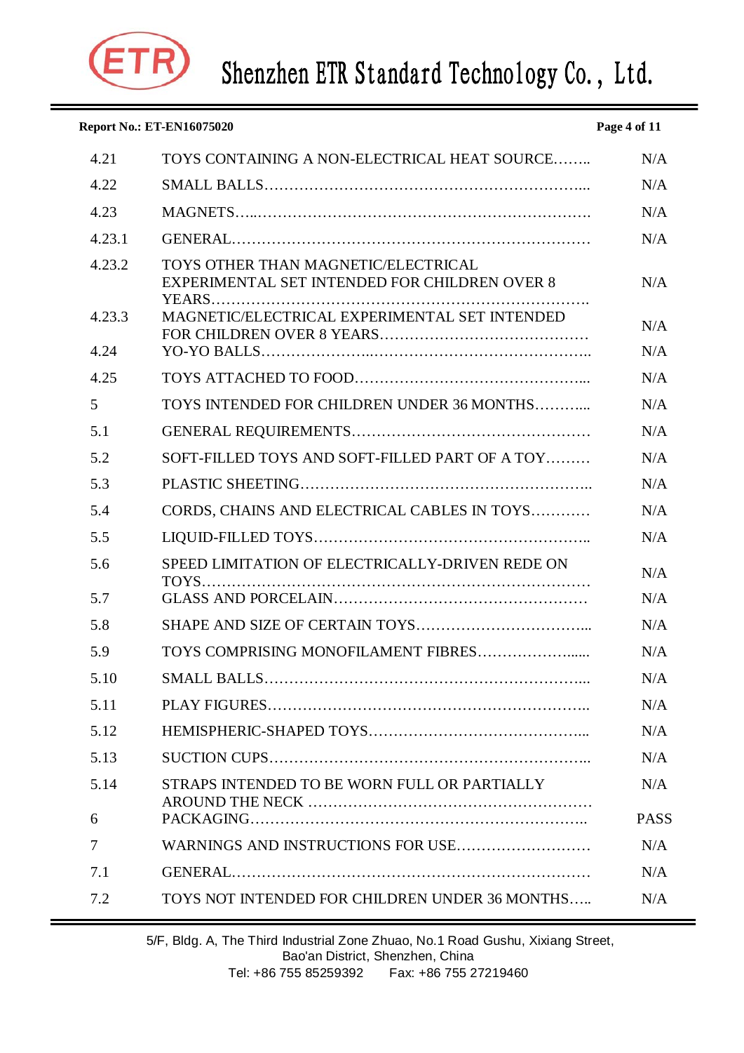| | | |
|---|---|---|
| 4.21 | TOYS CONTAINING A NON-ELECTRICAL HEAT SOURCE…….. | N/A |
| 4.22 | SMALL BALLS…………………………………………………….... | N/A |
| 4.23 | MAGNETS…..………………………………………………………. | N/A |
| 4.23.1 | GENERAL……………………………………………………………… | N/A |
| 4.23.2 | TOYS OTHER THAN MAGNETIC/ELECTRICAL EXPERIMENTAL SET INTENDED FOR CHILDREN OVER 8 YEARS………………………………………………………………. | N/A |
| 4.23.3 | MAGNETIC/ELECTRICAL EXPERIMENTAL SET INTENDED FOR CHILDREN OVER 8 YEARS…………………………………… | N/A |
| 4.24 | YO-YO BALLS…………………..…………………………………….. | N/A |
| 4.25 | TOYS ATTACHED TO FOOD……………………………………….... | N/A |
| 5 | TOYS INTENDED FOR CHILDREN UNDER 36 MONTHS……….... | N/A |
| 5.1 | GENERAL REQUIREMENTS………………………………………… | N/A |
| 5.2 | SOFT-FILLED TOYS AND SOFT-FILLED PART OF A TOY……… | N/A |
| 5.3 | PLASTIC SHEETING……………………………………………….. | N/A |
| 5.4 | CORDS, CHAINS AND ELECTRICAL CABLES IN TOYS………… | N/A |
| 5.5 | LIQUID-FILLED TOYS……………………………………………….. | N/A |
| 5.6 | SPEED LIMITATION OF ELECTRICALLY-DRIVEN REDE ON TOYS……………………………………………………………………… | N/A |
| 5.7 | GLASS AND PORCELAIN…………………………………………… | N/A |
| 5.8 | SHAPE AND SIZE OF CERTAIN TOYS…………………………….... | N/A |
| 5.9 | TOYS COMPRISING MONOFILAMENT FIBRES……………….…... | N/A |
| 5.10 | SMALL BALLS…………………………………………………….... | N/A |
| 5.11 | PLAY FIGURES…………………………………………………….. | N/A |
| 5.12 | HEMISPHERIC-SHAPED TOYS……………………………………... | N/A |
| 5.13 | SUCTION CUPS…………………………………………………….. | N/A |
| 5.14 | STRAPS INTENDED TO BE WORN FULL OR PARTIALLY AROUND THE NECK ………………………………………………… | N/A |
| 6 | PACKAGING………………………………………………………….. | PASS |
| 7 | WARNINGS AND INSTRUCTIONS FOR USE……………………… | N/A |
| 7.1 | GENERAL……………………………………………………………… | N/A |
| 7.2 | TOYS NOT INTENDED FOR CHILDREN UNDER 36 MONTHS….. | N/A |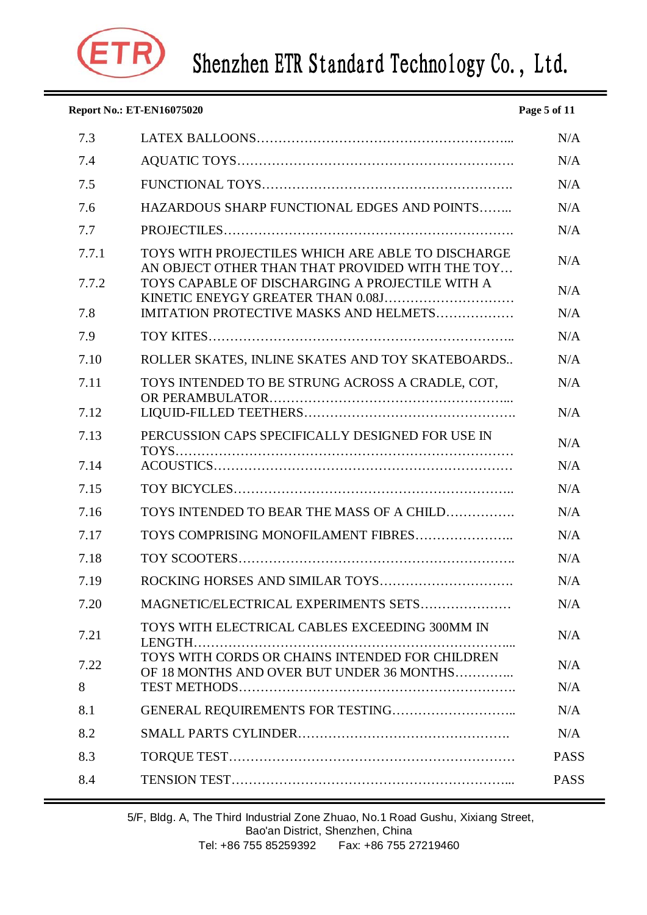| | | |
|---|---|---|
| 7.3 | LATEX BALLOONS………………………………………………... | N/A |
| 7.4 | AQUATIC TOYS………………………………………………………. | N/A |
| 7.5 | FUNCTIONAL TOYS…………………………………………………. | N/A |
| 7.6 | HAZARDOUS SHARP FUNCTIONAL EDGES AND POINTS……... | N/A |
| 7.7 | PROJECTILES…………………………………………………………. | N/A |
| 7.7.1 | TOYS WITH PROJECTILES WHICH ARE ABLE TO DISCHARGE AN OBJECT OTHER THAN THAT PROVIDED WITH THE TOY… | N/A |
| 7.7.2 | TOYS CAPABLE OF DISCHARGING A PROJECTILE WITH A KINETIC ENEYGY GREATER THAN 0.08J………………………… | N/A |
| 7.8 | IMITATION PROTECTIVE MASKS AND HELMETS……………… | N/A |
| 7.9 | TOY KITES…………………………………………………………….. | N/A |
| 7.10 | ROLLER SKATES, INLINE SKATES AND TOY SKATEBOARDS.. | N/A |
| 7.11 | TOYS INTENDED TO BE STRUNG ACROSS A CRADLE, COT, OR PERAMBULATOR……………………………………………... | N/A |
| 7.12 | LIQUID-FILLED TEETHERS…………………………………………. | N/A |
| 7.13 | PERCUSSION CAPS SPECIFICALLY DESIGNED FOR USE IN TOYS…………………………………………………………………… | N/A |
| 7.14 | ACOUSTICS…………………………………………………………… | N/A |
| 7.15 | TOY BICYCLES……………………………………………………….. | N/A |
| 7.16 | TOYS INTENDED TO BEAR THE MASS OF A CHILD……………. | N/A |
| 7.17 | TOYS COMPRISING MONOFILAMENT FIBRES………………….. | N/A |
| 7.18 | TOY SCOOTERS……………………………………………………….. | N/A |
| 7.19 | ROCKING HORSES AND SIMILAR TOYS…………………………. | N/A |
| 7.20 | MAGNETIC/ELECTRICAL EXPERIMENTS SETS………………… | N/A |
| 7.21 | TOYS WITH ELECTRICAL CABLES EXCEEDING 300MM IN LENGTH…………………………………………………………………... | N/A |
| 7.22 | TOYS WITH CORDS OR CHAINS INTENDED FOR CHILDREN OF 18 MONTHS AND OVER BUT UNDER 36 MONTHS………….. | N/A |
| 8 | TEST METHODS………………………………………………………. | N/A |
| 8.1 | GENERAL REQUIREMENTS FOR TESTING……………………….. | N/A |
| 8.2 | SMALL PARTS CYLINDER…………………………………………. | N/A |
| 8.3 | TORQUE TEST………………………………………………………… | PASS |
| 8.4 | TENSION TEST………………………………………………………... | PASS |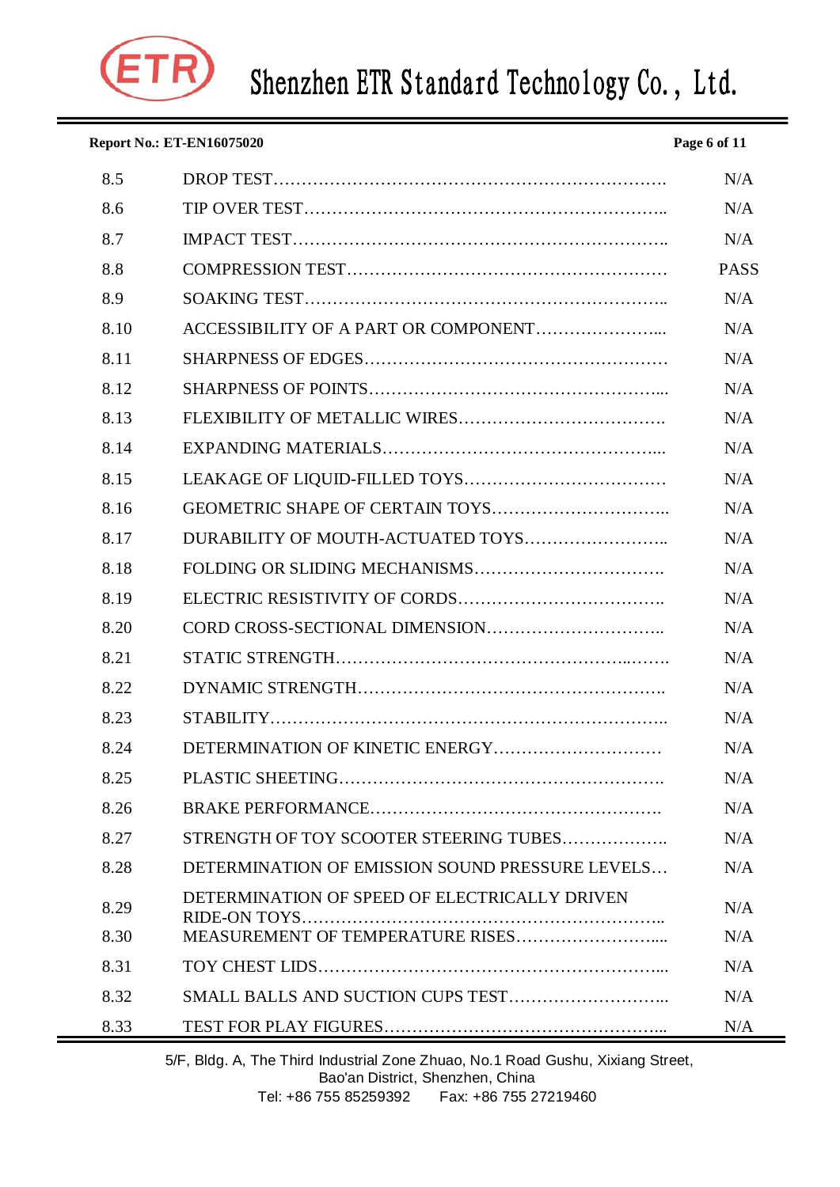| | | |
|---|---|---|
| 8.5 | DROP TEST……………………………………………………………. | N/A |
| 8.6 | TIP OVER TEST……………………………………………………….. | N/A |
| 8.7 | IMPACT TEST…………………………………………………………. | N/A |
| 8.8 | COMPRESSION TEST………………………………………………… | PASS |
| 8.9 | SOAKING TEST……………………………………………………….. | N/A |
| 8.10 | ACCESSIBILITY OF A PART OR COMPONENT…………………... | N/A |
| 8.11 | SHARPNESS OF EDGES……………………………………………… | N/A |
| 8.12 | SHARPNESS OF POINTS……………………………………………... | N/A |
| 8.13 | FLEXIBILITY OF METALLIC WIRES……………………………. | N/A |
| 8.14 | EXPANDING MATERIALS…………………………………………... | N/A |
| 8.15 | LEAKAGE OF LIQUID-FILLED TOYS……………………………… | N/A |
| 8.16 | GEOMETRIC SHAPE OF CERTAIN TOYS………………………….. | N/A |
| 8.17 | DURABILITY OF MOUTH-ACTUATED TOYS…………………….. | N/A |
| 8.18 | FOLDING OR SLIDING MECHANISMS……………………………. | N/A |
| 8.19 | ELECTRIC RESISTIVITY OF CORDS…………………………….. | N/A |
| 8.20 | CORD CROSS-SECTIONAL DIMENSION………………………….. | N/A |
| 8.21 | STATIC STRENGTH…………………………………………...……. | N/A |
| 8.22 | DYNAMIC STRENGTH………………………………………………. | N/A |
| 8.23 | STABILITY…………………………………………………………….. | N/A |
| 8.24 | DETERMINATION OF KINETIC ENERGY………………………… | N/A |
| 8.25 | PLASTIC SHEETING…………………………………………………. | N/A |
| 8.26 | BRAKE PERFORMANCE……………………………………………. | N/A |
| 8.27 | STRENGTH OF TOY SCOOTER STEERING TUBES……………….. | N/A |
| 8.28 | DETERMINATION OF EMISSION SOUND PRESSURE LEVELS… | N/A |
| 8.29 | DETERMINATION OF SPEED OF ELECTRICALLY DRIVEN RIDE-ON TOYS……………………………………………………….. | N/A |
| 8.30 | MEASUREMENT OF TEMPERATURE RISES…………………….... | N/A |
| 8.31 | TOY CHEST LIDS……………………………………………………... | N/A |
| 8.32 | SMALL BALLS AND SUCTION CUPS TEST……………………….. | N/A |
| 8.33 | TEST FOR PLAY FIGURES…………………………………………... | N/A |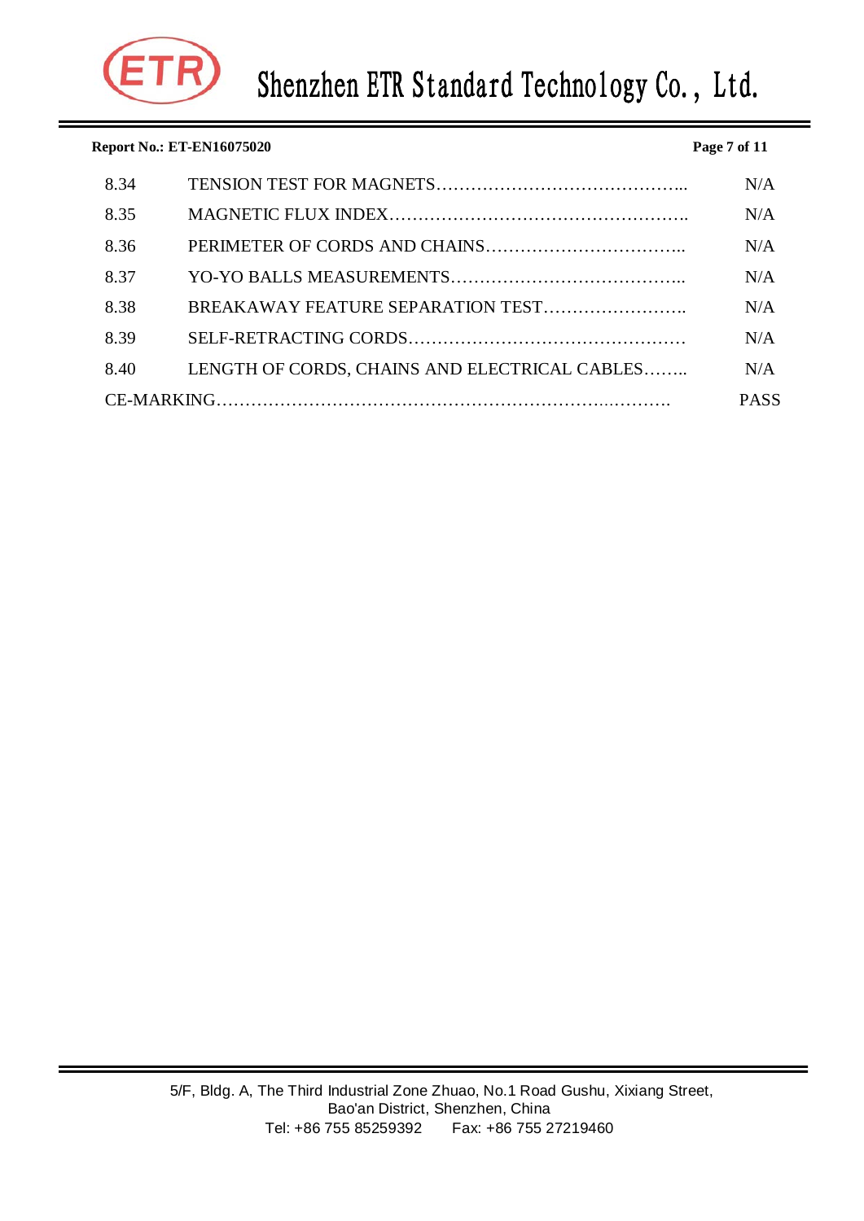| | | |
|---|---|---|
| 8.34 | TENSION TEST FOR MAGNETS…………………………………... | N/A |
| 8.35 | MAGNETIC FLUX INDEX……………………………………………. | N/A |
| 8.36 | PERIMETER OF CORDS AND CHAINS…………………………….. | N/A |
| 8.37 | YO-YO BALLS MEASUREMENTS…………………………………... | N/A |
| 8.38 | BREAKAWAY FEATURE SEPARATION TEST…………………….. | N/A |
| 8.39 | SELF-RETRACTING CORDS…………………………………………. | N/A |
| 8.40 | LENGTH OF CORDS, CHAINS AND ELECTRICAL CABLES…….. | N/A |
| CE-MARKING…………………………………………………………………. | | PASS |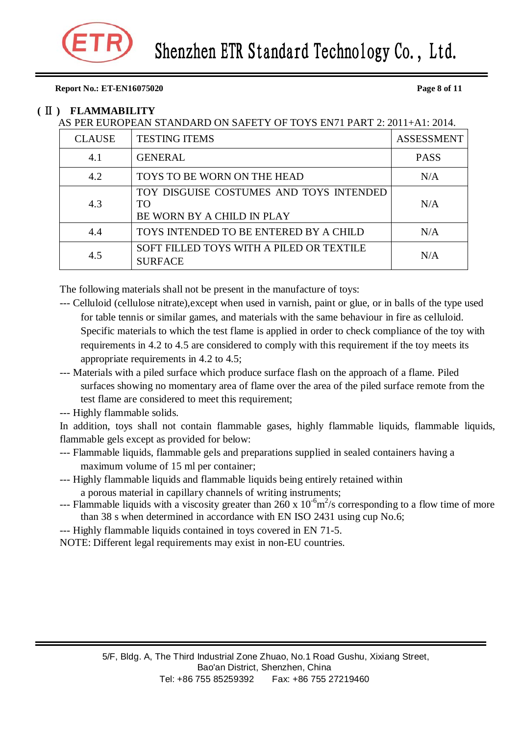**Report No.: ET-EN16075020**

## ( Ⅱ ) FLAMMABILITY

AS PER EUROPEAN STANDARD ON SAFETY OF TOYS EN71 PART 2: 2011+A1: 2014.

| CLAUSE | TESTING ITEMS | ASSESSMENT |
|---|---|---|
| 4.1 | GENERAL | PASS |
| 4.2 | TOYS TO BE WORN ON THE HEAD | N/A |
| 4.3 | TOY DISGUISE COSTUMES AND TOYS INTENDED TO BE WORN BY A CHILD IN PLAY | N/A |
| 4.4 | TOYS INTENDED TO BE ENTERED BY A CHILD | N/A |
| 4.5 | SOFT FILLED TOYS WITH A PILED OR TEXTILE SURFACE | N/A |

The following materials shall not be present in the manufacture of toys:

--- Celluloid (cellulose nitrate),except when used in varnish, paint or glue, or in balls of the type used for table tennis or similar games, and materials with the same behaviour in fire as celluloid. Specific materials to which the test flame is applied in order to check compliance of the toy with requirements in 4.2 to 4.5 are considered to comply with this requirement if the toy meets its appropriate requirements in 4.2 to 4.5;

--- Materials with a piled surface which produce surface flash on the approach of a flame. Piled surfaces showing no momentary area of flame over the area of the piled surface remote from the test flame are considered to meet this requirement;

--- Highly flammable solids.

In addition, toys shall not contain flammable gases, highly flammable liquids, flammable liquids, flammable gels except as provided for below:

--- Flammable liquids, flammable gels and preparations supplied in sealed containers having a maximum volume of 15 ml per container;

--- Highly flammable liquids and flammable liquids being entirely retained within a porous material in capillary channels of writing instruments;

--- Flammable liquids with a viscosity greater than 260 x $10^{-6}m^2/s$ corresponding to a flow time of more than 38 s when determined in accordance with EN ISO 2431 using cup No.6;

--- Highly flammable liquids contained in toys covered in EN 71-5.

NOTE: Different legal requirements may exist in non-EU countries.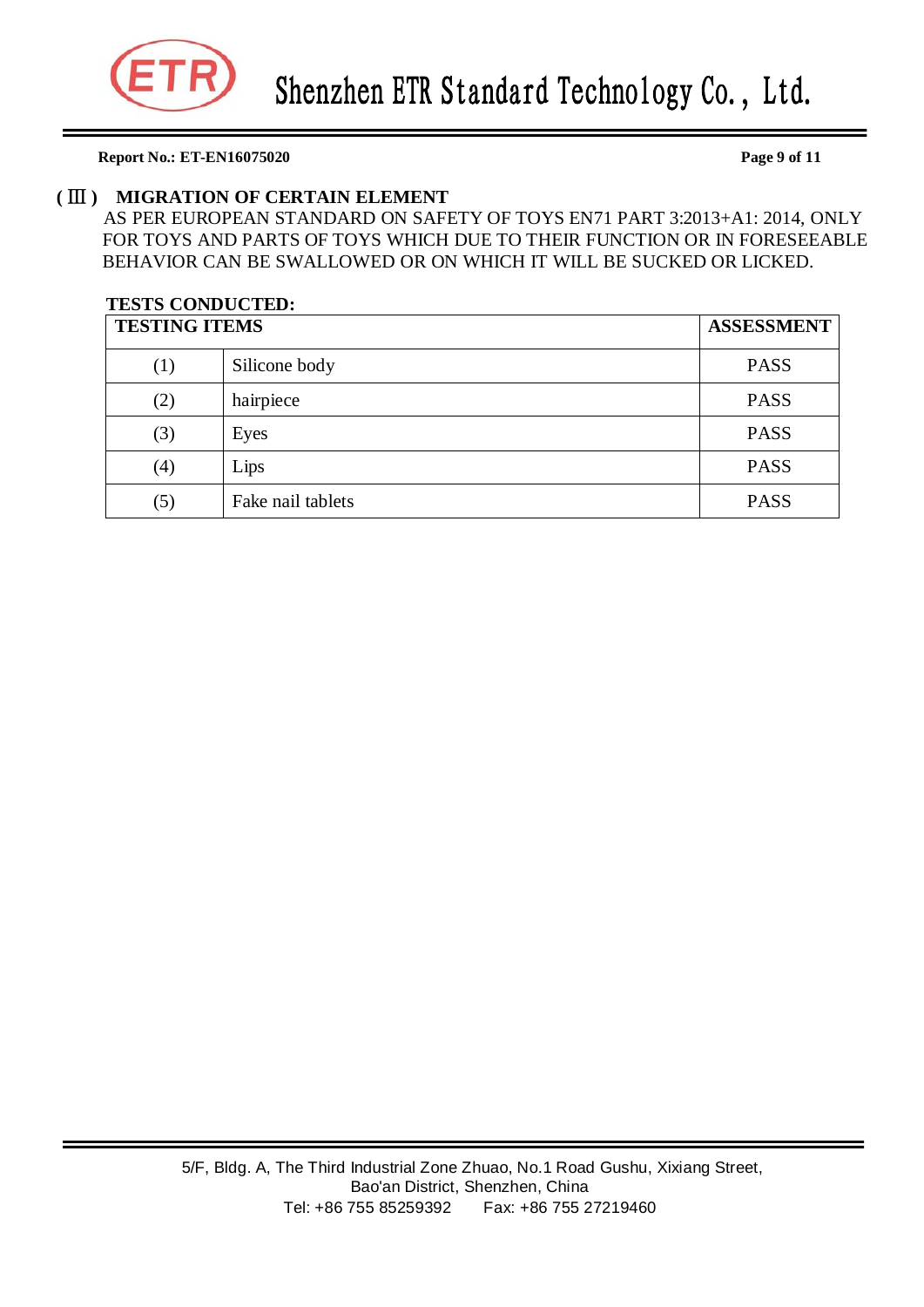## (Ⅲ) MIGRATION OF CERTAIN ELEMENT

AS PER EUROPEAN STANDARD ON SAFETY OF TOYS EN71 PART 3:2013+A1: 2014, ONLY FOR TOYS AND PARTS OF TOYS WHICH DUE TO THEIR FUNCTION OR IN FORESEEABLE BEHAVIOR CAN BE SWALLOWED OR ON WHICH IT WILL BE SUCKED OR LICKED.

**TESTS CONDUCTED:**

| TESTING ITEMS | | ASSESSMENT |
|---|---|---|
| (1) | Silicone body | PASS |
| (2) | hairpiece | PASS |
| (3) | Eyes | PASS |
| (4) | Lips | PASS |
| (5) | Fake nail tablets | PASS |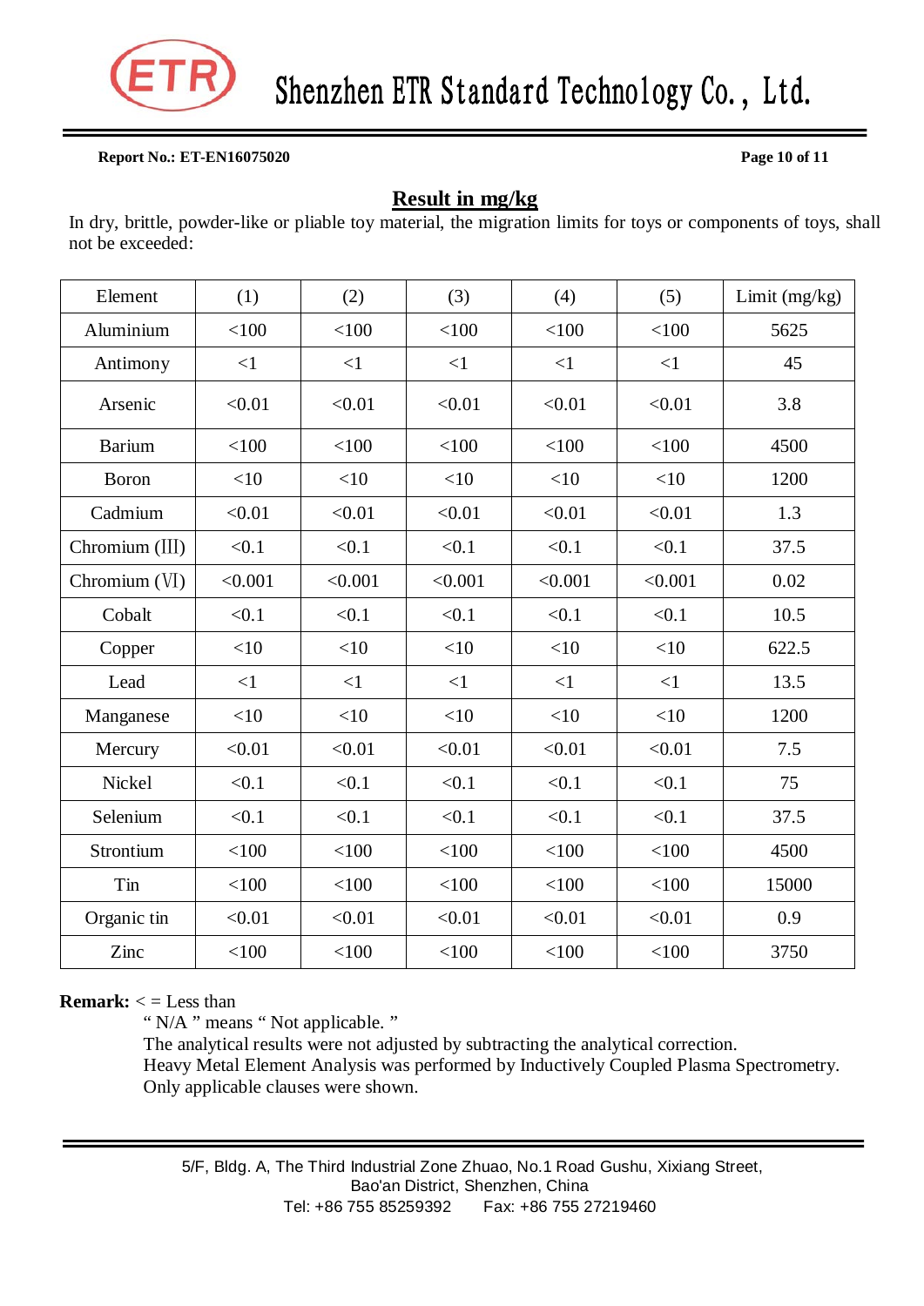## Result in mg/kg

In dry, brittle, powder-like or pliable toy material, the migration limits for toys or components of toys, shall not be exceeded:

| Element | (1) | (2) | (3) | (4) | (5) | Limit (mg/kg) |
|---|---|---|---|---|---|---|
| Aluminium | <100 | <100 | <100 | <100 | <100 | 5625 |
| Antimony | <1 | <1 | <1 | <1 | <1 | 45 |
| Arsenic | <0.01 | <0.01 | <0.01 | <0.01 | <0.01 | 3.8 |
| Barium | <100 | <100 | <100 | <100 | <100 | 4500 |
| Boron | <10 | <10 | <10 | <10 | <10 | 1200 |
| Cadmium | <0.01 | <0.01 | <0.01 | <0.01 | <0.01 | 1.3 |
| Chromium (III) | <0.1 | <0.1 | <0.1 | <0.1 | <0.1 | 37.5 |
| Chromium (VI) | <0.001 | <0.001 | <0.001 | <0.001 | <0.001 | 0.02 |
| Cobalt | <0.1 | <0.1 | <0.1 | <0.1 | <0.1 | 10.5 |
| Copper | <10 | <10 | <10 | <10 | <10 | 622.5 |
| Lead | <1 | <1 | <1 | <1 | <1 | 13.5 |
| Manganese | <10 | <10 | <10 | <10 | <10 | 1200 |
| Mercury | <0.01 | <0.01 | <0.01 | <0.01 | <0.01 | 7.5 |
| Nickel | <0.1 | <0.1 | <0.1 | <0.1 | <0.1 | 75 |
| Selenium | <0.1 | <0.1 | <0.1 | <0.1 | <0.1 | 37.5 |
| Strontium | <100 | <100 | <100 | <100 | <100 | 4500 |
| Tin | <100 | <100 | <100 | <100 | <100 | 15000 |
| Organic tin | <0.01 | <0.01 | <0.01 | <0.01 | <0.01 | 0.9 |
| Zinc | <100 | <100 | <100 | <100 | <100 | 3750 |

**Remark:** < = Less than

" N/A " means " Not applicable. "

The analytical results were not adjusted by subtracting the analytical correction.

Heavy Metal Element Analysis was performed by Inductively Coupled Plasma Spectrometry.

Only applicable clauses were shown.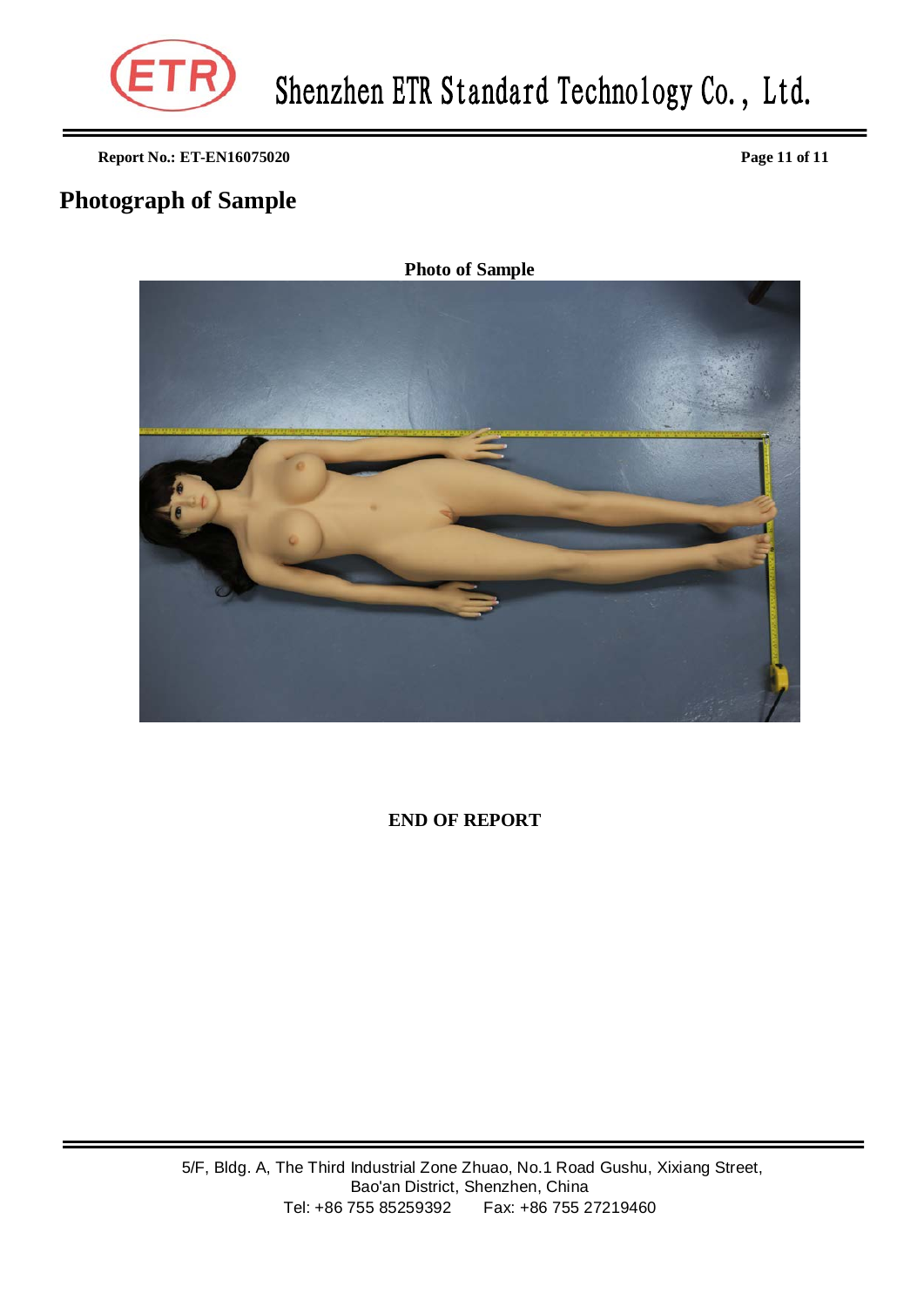## Photograph of Sample

**Photo of Sample**

**END OF REPORT**